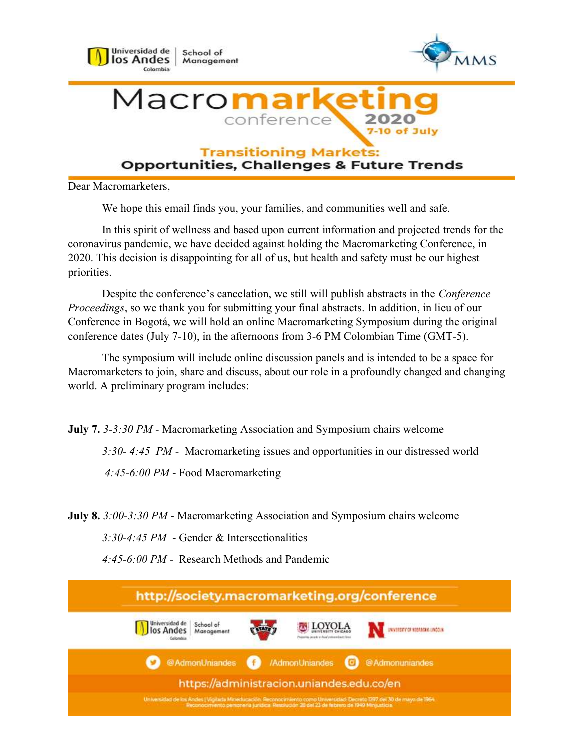Universidad de los Andes Colombia | School of Management

MMS

# Macromarketing conference 2020

7-10 of July

## Transitioning Markets: Opportunities, Challenges & Future Trends

Dear Macromarketers,

We hope this email finds you, your families, and communities well and safe.

In this spirit of wellness and based upon current information and projected trends for the coronavirus pandemic, we have decided against holding the Macromarketing Conference, in 2020. This decision is disappointing for all of us, but health and safety must be our highest priorities.

Despite the conference's cancelation, we still will publish abstracts in the *Conference Proceedings*, so we thank you for submitting your final abstracts. In addition, in lieu of our Conference in Bogotá, we will hold an online Macromarketing Symposium during the original conference dates (July 7-10), in the afternoons from 3-6 PM Colombian Time (GMT-5).

The symposium will include online discussion panels and is intended to be a space for Macromarketers to join, share and discuss, about our role in a profoundly changed and changing world. A preliminary program includes:

**July 7.** *3-3:30 PM* - Macromarketing Association and Symposium chairs welcome

*3:30- 4:45 PM* - Macromarketing issues and opportunities in our distressed world

*4:45-6:00 PM* - Food Macromarketing

**July 8.** *3:00-3:30 PM* - Macromarketing Association and Symposium chairs welcome

*3:30-4:45 PM* - Gender & Intersectionalities

*4:45-6:00 PM* - Research Methods and Pandemic

http://society.macromarketing.org/conference

Universidad de los Andes Colombia | School of Management · Loyola University Chicago · University of Nebraska-Lincoln

@AdmonUniandes /AdmonUniandes @Admonuniandes

https://administracion.uniandes.edu.co/en

Universidad de los Andes | Vigilada Mineducación. Reconocimiento como Universidad: Decreto 1297 del 30 de mayo de 1964. Reconocimiento personería jurídica: Resolución 28 del 23 de febrero de 1949 Minjusticia.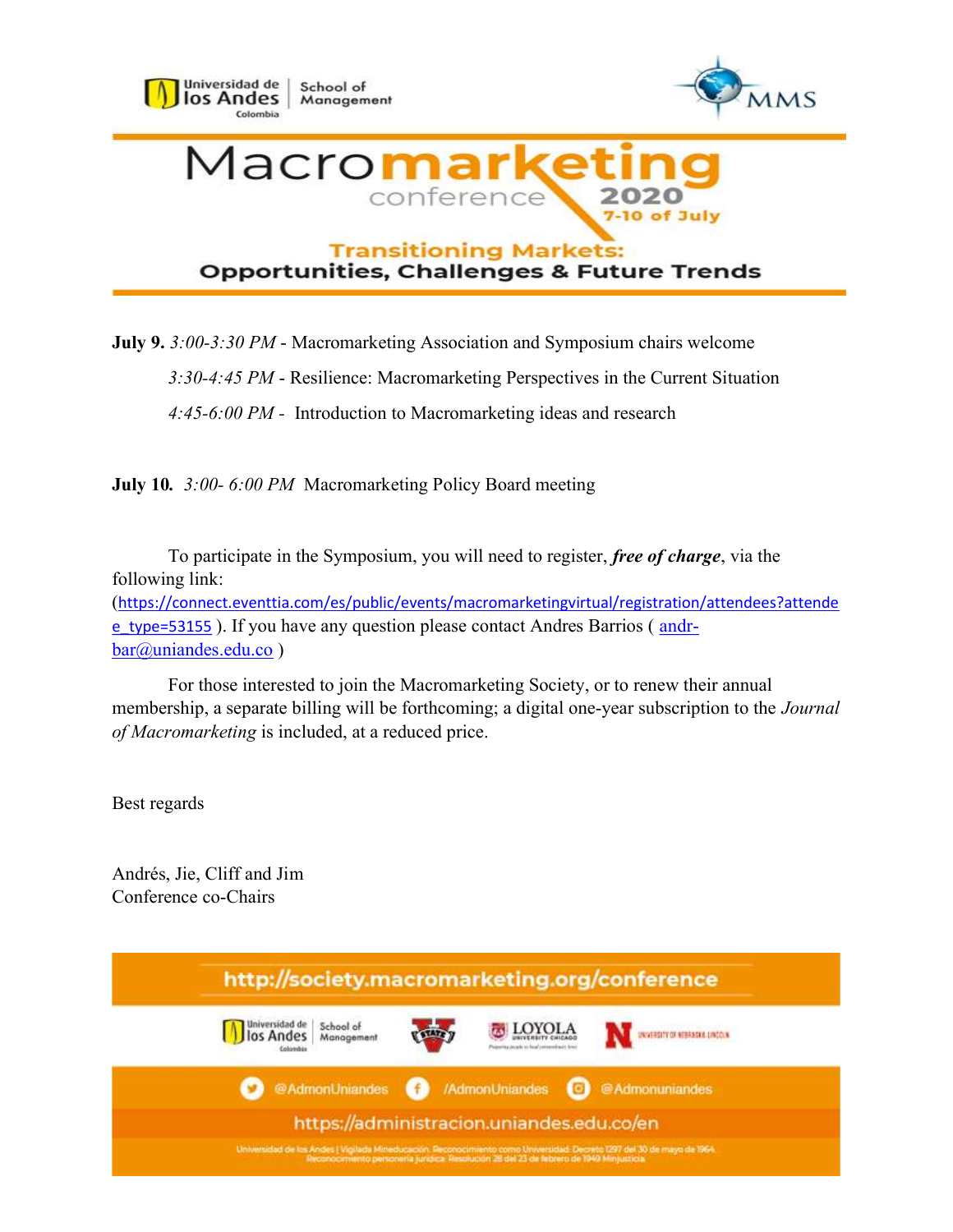Universidad de los Andes Colombia | School of Management

MMS

# Macromarketing conference 2020

7-10 of July

## Transitioning Markets: Opportunities, Challenges & Future Trends

**July 9.** *3:00-3:30 PM* - Macromarketing Association and Symposium chairs welcome

*3:30-4:45 PM* - Resilience: Macromarketing Perspectives in the Current Situation

*4:45-6:00 PM* - Introduction to Macromarketing ideas and research

**July 10.** *3:00- 6:00 PM* Macromarketing Policy Board meeting

To participate in the Symposium, you will need to register, ***free of charge***, via the following link: (https://connect.eventtia.com/es/public/events/macromarketingvirtual/registration/attendees?attendee_type=53155 ). If you have any question please contact Andres Barrios ( andr-bar@uniandes.edu.co )

For those interested to join the Macromarketing Society, or to renew their annual membership, a separate billing will be forthcoming; a digital one-year subscription to the *Journal of Macromarketing* is included, at a reduced price.

Best regards

Andrés, Jie, Cliff and Jim
Conference co-Chairs

http://society.macromarketing.org/conference

Universidad de los Andes Colombia | School of Management · LOYOLA UNIVERSITY CHICAGO · UNIVERSITY OF NEBRASKA LINCOLN

@AdmonUniandes /AdmonUniandes @Admonuniandes

https://administracion.uniandes.edu.co/en

Universidad de los Andes | Vigilada Mineducación. Reconocimiento como Universidad: Decreto 1297 del 30 de mayo de 1964. Reconocimiento personería jurídica: Resolución 28 del 23 de febrero de 1949 Minjusticia.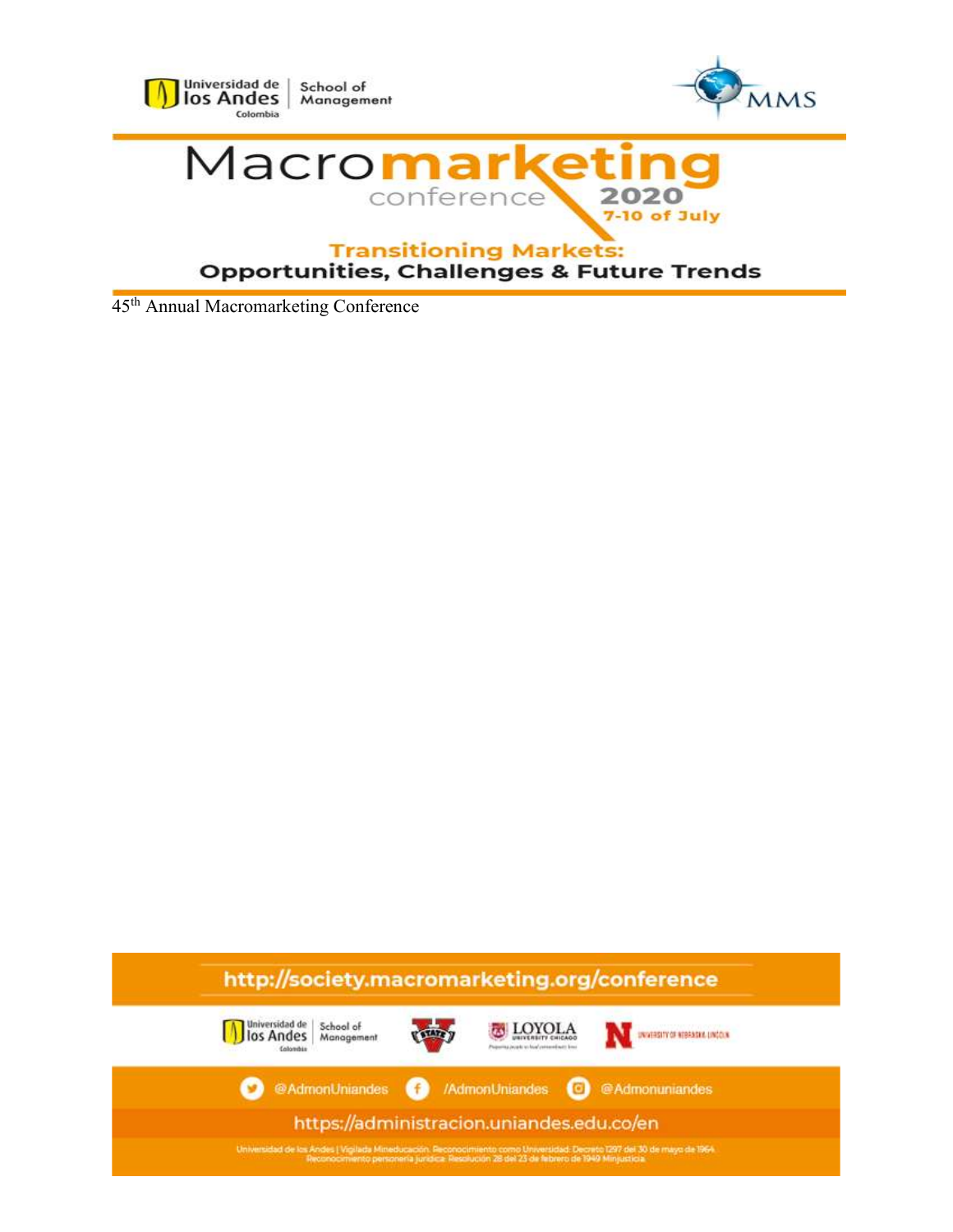Universidad de los Andes Colombia | School of Management

MMS

# Macromarketing conference 2020

7-10 of July

## Transitioning Markets: Opportunities, Challenges & Future Trends

45th Annual Macromarketing Conference

http://society.macromarketing.org/conference

Universidad de los Andes Colombia | School of Management

LOYOLA UNIVERSITY CHICAGO

UNIVERSITY OF NEBRASKA LINCOLN

@AdmonUniandes /AdmonUniandes @Admonuniandes

https://administracion.uniandes.edu.co/en

Universidad de los Andes | Vigilada Mineducación. Reconocimiento como Universidad: Decreto 1297 del 30 de mayo de 1964. Reconocimiento personería jurídica: Resolución 28 del 23 de febrero de 1949 Minjusticia.